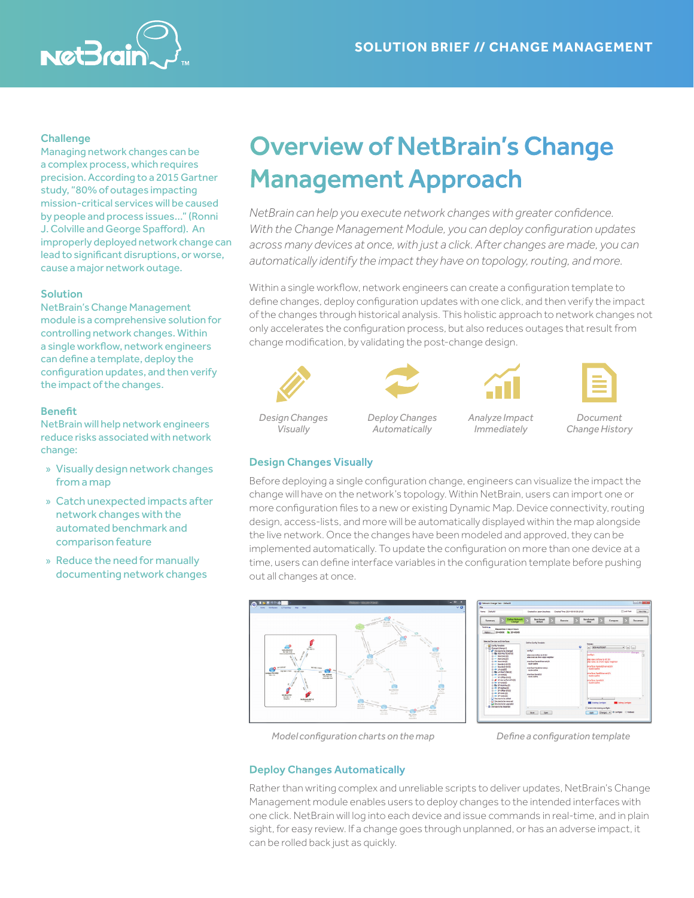SOLUTION BRIEF // CHANGE MANAGEMENT

# Overview of NetBrain's Change Management Approach

### Challenge

Managing network changes can be a complex process, which requires precision. According to a 2015 Gartner study, "80% of outages impacting mission-critical services will be caused by people and process issues..." (Ronni J. Colville and George Spafford). An improperly deployed network change can lead to significant disruptions, or worse, cause a major network outage.

### Solution

NetBrain's Change Management module is a comprehensive solution for controlling network changes. Within a single workflow, network engineers can define a template, deploy the configuration updates, and then verify the impact of the changes.

### Benefit

NetBrain will help network engineers reduce risks associated with network change:

» Visually design network changes from a map

» Catch unexpected impacts after network changes with the automated benchmark and comparison feature

» Reduce the need for manually documenting network changes

*NetBrain can help you execute network changes with greater confidence. With the Change Management Module, you can deploy configuration updates across many devices at once, with just a click. After changes are made, you can automatically identify the impact they have on topology, routing, and more.*

Within a single workflow, network engineers can create a configuration template to define changes, deploy configuration updates with one click, and then verify the impact of the changes through historical analysis. This holistic approach to network changes not only accelerates the configuration process, but also reduces outages that result from change modification, by validating the post-change design.

*Design Changes Visually* | *Deploy Changes Automatically* | *Analyze Impact Immediately* | *Document Change History*

## Design Changes Visually

Before deploying a single configuration change, engineers can visualize the impact the change will have on the network's topology. Within NetBrain, users can import one or more configuration files to a new or existing Dynamic Map. Device connectivity, routing design, access-lists, and more will be automatically displayed within the map alongside the live network. Once the changes have been modeled and approved, they can be implemented automatically. To update the configuration on more than one device at a time, users can define interface variables in the configuration template before pushing out all changes at once.

*Model configuration charts on the map*

*Define a configuration template*

## Deploy Changes Automatically

Rather than writing complex and unreliable scripts to deliver updates, NetBrain's Change Management module enables users to deploy changes to the intended interfaces with one click. NetBrain will log into each device and issue commands in real-time, and in plain sight, for easy review. If a change goes through unplanned, or has an adverse impact, it can be rolled back just as quickly.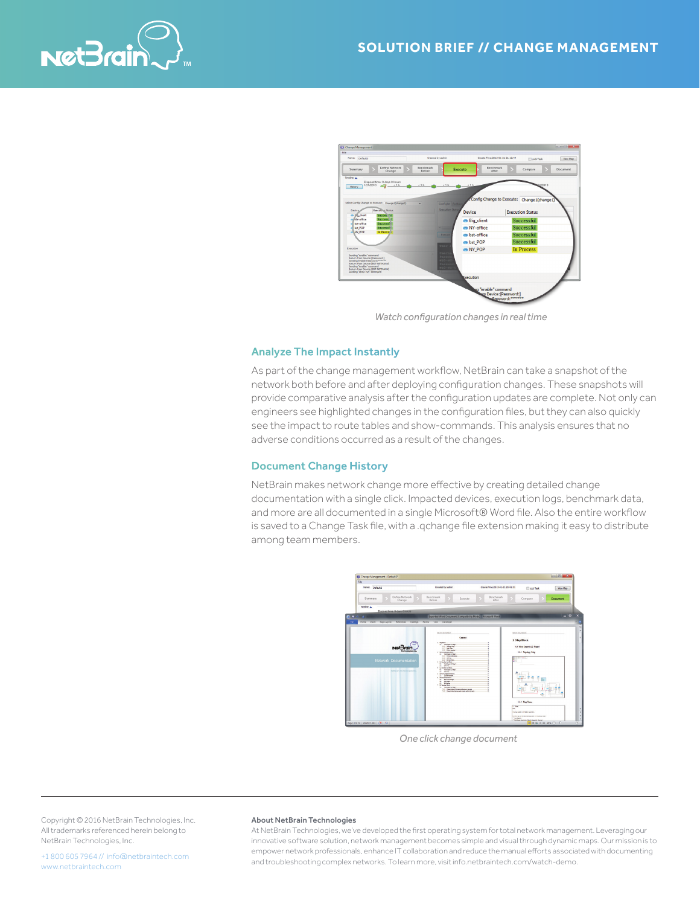*Watch configuration changes in real time*

## Analyze The Impact Instantly

As part of the change management workflow, NetBrain can take a snapshot of the network both before and after deploying configuration changes. These snapshots will provide comparative analysis after the configuration updates are complete. Not only can engineers see highlighted changes in the configuration files, but they can also quickly see the impact to route tables and show-commands. This analysis ensures that no adverse conditions occurred as a result of the changes.

## Document Change History

NetBrain makes network change more effective by creating detailed change documentation with a single click. Impacted devices, execution logs, benchmark data, and more are all documented in a single Microsoft® Word file. Also the entire workflow is saved to a Change Task file, with a .qchange file extension making it easy to distribute among team members.

*One click change document*

---

Copyright © 2016 NetBrain Technologies, Inc.
All trademarks referenced herein belong to NetBrain Technologies, Inc.

+1 800 605 7964 // info@netbraintech.com
www.netbraintech.com

**About NetBrain Technologies**

At NetBrain Technologies, we've developed the first operating system for total network management. Leveraging our innovative software solution, network management becomes simple and visual through dynamic maps. Our mission is to empower network professionals, enhance IT collaboration and reduce the manual efforts associated with documenting and troubleshooting complex networks. To learn more, visit info.netbraintech.com/watch-demo.